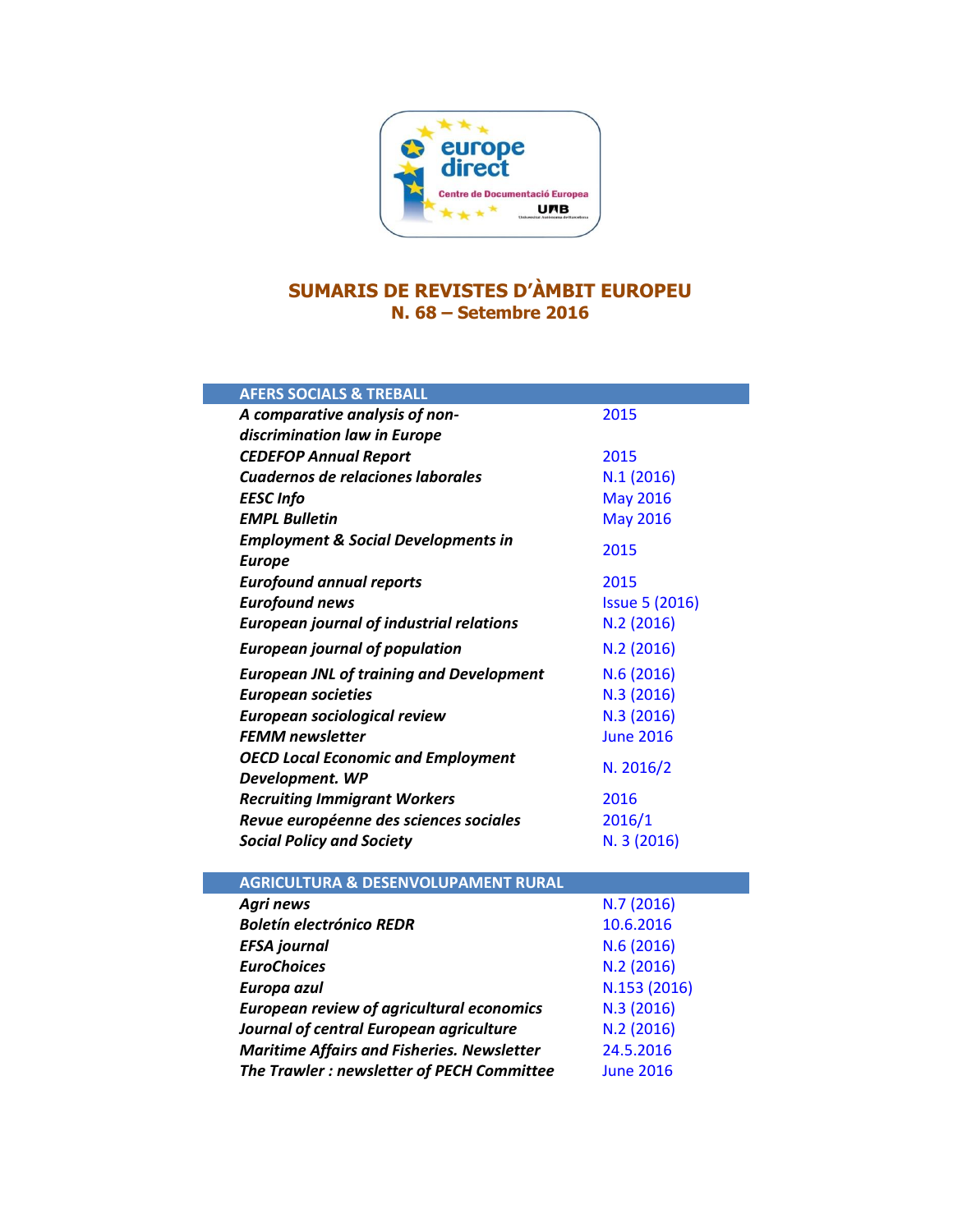# SUMARIS DE REVISTES D'ÀMBIT EUROPEU

## N. 68 – Setembre 2016

| AFERS SOCIALS & TREBALL | |
|---|---|
| ***A comparative analysis of non-discrimination law in Europe*** | 2015 |
| ***CEDEFOP Annual Report*** | 2015 |
| ***Cuadernos de relaciones laborales*** | N.1 (2016) |
| ***EESC Info*** | May 2016 |
| ***EMPL Bulletin*** | May 2016 |
| ***Employment & Social Developments in Europe*** | 2015 |
| ***Eurofound annual reports*** | 2015 |
| ***Eurofound news*** | Issue 5 (2016) |
| ***European journal of industrial relations*** | N.2 (2016) |
| ***European journal of population*** | N.2 (2016) |
| ***European JNL of training and Development*** | N.6 (2016) |
| ***European societies*** | N.3 (2016) |
| ***European sociological review*** | N.3 (2016) |
| ***FEMM newsletter*** | June 2016 |
| ***OECD Local Economic and Employment Development. WP*** | N. 2016/2 |
| ***Recruiting Immigrant Workers*** | 2016 |
| ***Revue européenne des sciences sociales*** | 2016/1 |
| ***Social Policy and Society*** | N. 3 (2016) |

| AGRICULTURA & DESENVOLUPAMENT RURAL | |
|---|---|
| ***Agri news*** | N.7 (2016) |
| ***Boletín electrónico REDR*** | 10.6.2016 |
| ***EFSA journal*** | N.6 (2016) |
| ***EuroChoices*** | N.2 (2016) |
| ***Europa azul*** | N.153 (2016) |
| ***European review of agricultural economics*** | N.3 (2016) |
| ***Journal of central European agriculture*** | N.2 (2016) |
| ***Maritime Affairs and Fisheries. Newsletter*** | 24.5.2016 |
| ***The Trawler : newsletter of PECH Committee*** | June 2016 |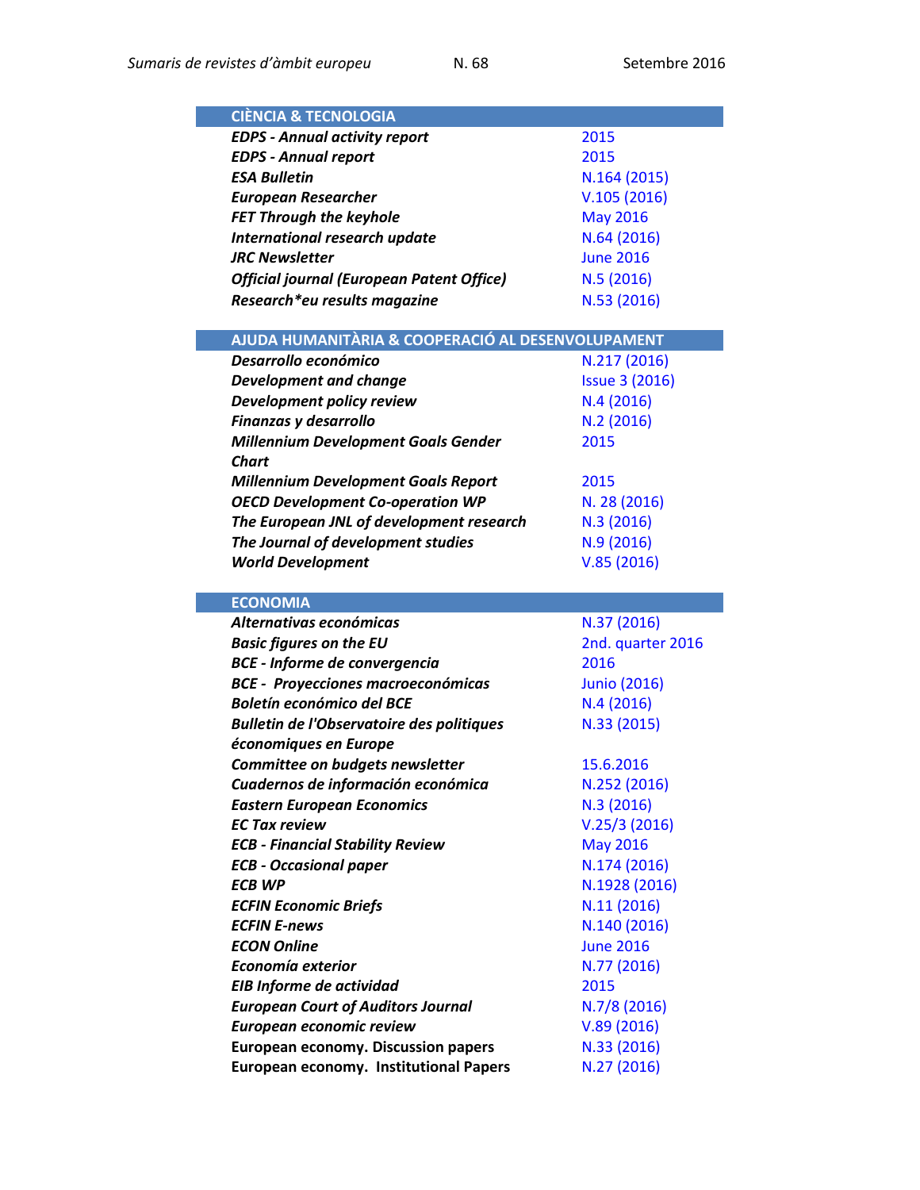| CIÈNCIA & TECNOLOGIA | |
|---|---|
| ***EDPS - Annual activity report*** | 2015 |
| ***EDPS - Annual report*** | 2015 |
| ***ESA Bulletin*** | N.164 (2015) |
| ***European Researcher*** | V.105 (2016) |
| ***FET Through the keyhole*** | May 2016 |
| ***International research update*** | N.64 (2016) |
| ***JRC Newsletter*** | June 2016 |
| ***Official journal (European Patent Office)*** | N.5 (2016) |
| ***Research*eu results magazine*** | N.53 (2016) |

| AJUDA HUMANITÀRIA & COOPERACIÓ AL DESENVOLUPAMENT | |
|---|---|
| ***Desarrollo económico*** | N.217 (2016) |
| ***Development and change*** | Issue 3 (2016) |
| ***Development policy review*** | N.4 (2016) |
| ***Finanzas y desarrollo*** | N.2 (2016) |
| ***Millennium Development Goals Gender Chart*** | 2015 |
| ***Millennium Development Goals Report*** | 2015 |
| ***OECD Development Co-operation WP*** | N. 28 (2016) |
| ***The European JNL of development research*** | N.3 (2016) |
| ***The Journal of development studies*** | N.9 (2016) |
| ***World Development*** | V.85 (2016) |

| ECONOMIA | |
|---|---|
| ***Alternativas económicas*** | N.37 (2016) |
| ***Basic figures on the EU*** | 2nd. quarter 2016 |
| ***BCE - Informe de convergencia*** | 2016 |
| ***BCE - Proyecciones macroeconómicas*** | Junio (2016) |
| ***Boletín económico del BCE*** | N.4 (2016) |
| ***Bulletin de l'Observatoire des politiques économiques en Europe*** | N.33 (2015) |
| ***Committee on budgets newsletter*** | 15.6.2016 |
| ***Cuadernos de información económica*** | N.252 (2016) |
| ***Eastern European Economics*** | N.3 (2016) |
| ***EC Tax review*** | V.25/3 (2016) |
| ***ECB - Financial Stability Review*** | May 2016 |
| ***ECB - Occasional paper*** | N.174 (2016) |
| ***ECB WP*** | N.1928 (2016) |
| ***ECFIN Economic Briefs*** | N.11 (2016) |
| ***ECFIN E-news*** | N.140 (2016) |
| ***ECON Online*** | June 2016 |
| ***Economía exterior*** | N.77 (2016) |
| ***EIB Informe de actividad*** | 2015 |
| ***European Court of Auditors Journal*** | N.7/8 (2016) |
| ***European economic review*** | V.89 (2016) |
| **European economy. Discussion papers** | N.33 (2016) |
| **European economy. Institutional Papers** | N.27 (2016) |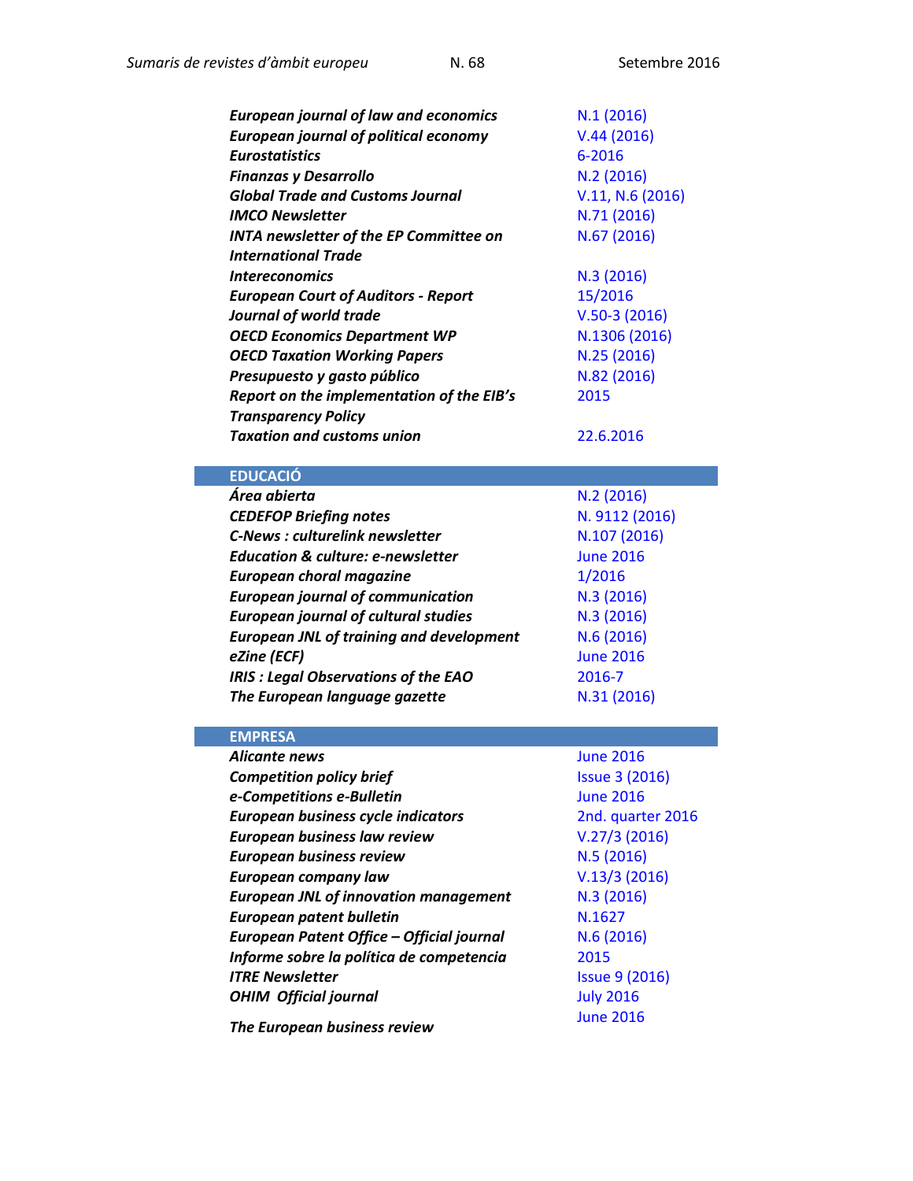| | |
|---|---|
| ***European journal of law and economics*** | N.1 (2016) |
| ***European journal of political economy*** | V.44 (2016) |
| ***Eurostatistics*** | 6-2016 |
| ***Finanzas y Desarrollo*** | N.2 (2016) |
| ***Global Trade and Customs Journal*** | V.11, N.6 (2016) |
| ***IMCO Newsletter*** | N.71 (2016) |
| ***INTA newsletter of the EP Committee on International Trade*** | N.67 (2016) |
| ***Intereconomics*** | N.3 (2016) |
| ***European Court of Auditors - Report*** | 15/2016 |
| ***Journal of world trade*** | V.50-3 (2016) |
| ***OECD Economics Department WP*** | N.1306 (2016) |
| ***OECD Taxation Working Papers*** | N.25 (2016) |
| ***Presupuesto y gasto público*** | N.82 (2016) |
| ***Report on the implementation of the EIB's Transparency Policy*** | 2015 |
| ***Taxation and customs union*** | 22.6.2016 |

## EDUCACIÓ

| | |
|---|---|
| ***Área abierta*** | N.2 (2016) |
| ***CEDEFOP Briefing notes*** | N. 9112 (2016) |
| ***C-News : culturelink newsletter*** | N.107 (2016) |
| ***Education & culture: e-newsletter*** | June 2016 |
| ***European choral magazine*** | 1/2016 |
| ***European journal of communication*** | N.3 (2016) |
| ***European journal of cultural studies*** | N.3 (2016) |
| ***European JNL of training and development*** | N.6 (2016) |
| ***eZine (ECF)*** | June 2016 |
| ***IRIS : Legal Observations of the EAO*** | 2016-7 |
| ***The European language gazette*** | N.31 (2016) |

## EMPRESA

| | |
|---|---|
| ***Alicante news*** | June 2016 |
| ***Competition policy brief*** | Issue 3 (2016) |
| ***e-Competitions e-Bulletin*** | June 2016 |
| ***European business cycle indicators*** | 2nd. quarter 2016 |
| ***European business law review*** | V.27/3 (2016) |
| ***European business review*** | N.5 (2016) |
| ***European company law*** | V.13/3 (2016) |
| ***European JNL of innovation management*** | N.3 (2016) |
| ***European patent bulletin*** | N.1627 |
| ***European Patent Office – Official journal*** | N.6 (2016) |
| ***Informe sobre la política de competencia*** | 2015 |
| ***ITRE Newsletter*** | Issue 9 (2016) |
| ***OHIM Official journal*** | July 2016 |
| ***The European business review*** | June 2016 |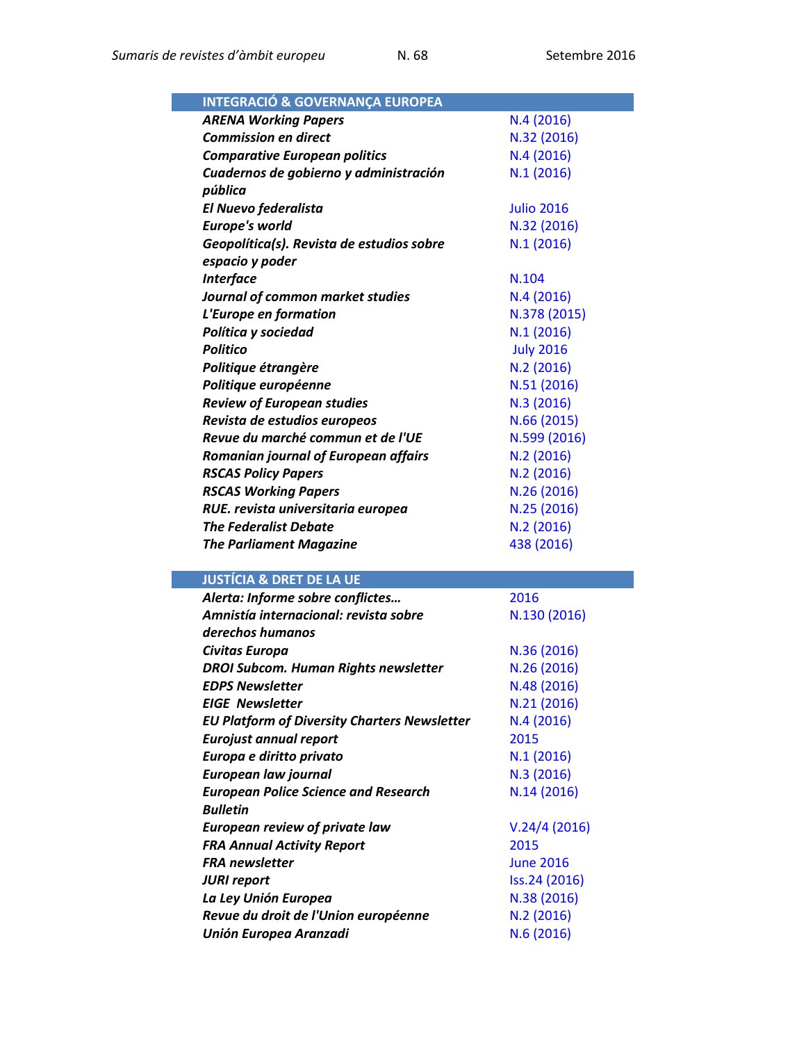| INTEGRACIÓ & GOVERNANÇA EUROPEA | |
|---|---|
| ***ARENA Working Papers*** | N.4 (2016) |
| ***Commission en direct*** | N.32 (2016) |
| ***Comparative European politics*** | N.4 (2016) |
| ***Cuadernos de gobierno y administración pública*** | N.1 (2016) |
| ***El Nuevo federalista*** | Julio 2016 |
| ***Europe's world*** | N.32 (2016) |
| ***Geopolítica(s). Revista de estudios sobre espacio y poder*** | N.1 (2016) |
| ***Interface*** | N.104 |
| ***Journal of common market studies*** | N.4 (2016) |
| ***L'Europe en formation*** | N.378 (2015) |
| ***Política y sociedad*** | N.1 (2016) |
| ***Politico*** | July 2016 |
| ***Politique étrangère*** | N.2 (2016) |
| ***Politique européenne*** | N.51 (2016) |
| ***Review of European studies*** | N.3 (2016) |
| ***Revista de estudios europeos*** | N.66 (2015) |
| ***Revue du marché commun et de l'UE*** | N.599 (2016) |
| ***Romanian journal of European affairs*** | N.2 (2016) |
| ***RSCAS Policy Papers*** | N.2 (2016) |
| ***RSCAS Working Papers*** | N.26 (2016) |
| ***RUE. revista universitaria europea*** | N.25 (2016) |
| ***The Federalist Debate*** | N.2 (2016) |
| ***The Parliament Magazine*** | 438 (2016) |

| JUSTÍCIA & DRET DE LA UE | |
|---|---|
| ***Alerta: Informe sobre conflictes…*** | 2016 |
| ***Amnistía internacional: revista sobre derechos humanos*** | N.130 (2016) |
| ***Civitas Europa*** | N.36 (2016) |
| ***DROI Subcom. Human Rights newsletter*** | N.26 (2016) |
| ***EDPS Newsletter*** | N.48 (2016) |
| ***EIGE Newsletter*** | N.21 (2016) |
| ***EU Platform of Diversity Charters Newsletter*** | N.4 (2016) |
| ***Eurojust annual report*** | 2015 |
| ***Europa e diritto privato*** | N.1 (2016) |
| ***European law journal*** | N.3 (2016) |
| ***European Police Science and Research Bulletin*** | N.14 (2016) |
| ***European review of private law*** | V.24/4 (2016) |
| ***FRA Annual Activity Report*** | 2015 |
| ***FRA newsletter*** | June 2016 |
| ***JURI report*** | Iss.24 (2016) |
| ***La Ley Unión Europea*** | N.38 (2016) |
| ***Revue du droit de l'Union européenne*** | N.2 (2016) |
| ***Unión Europea Aranzadi*** | N.6 (2016) |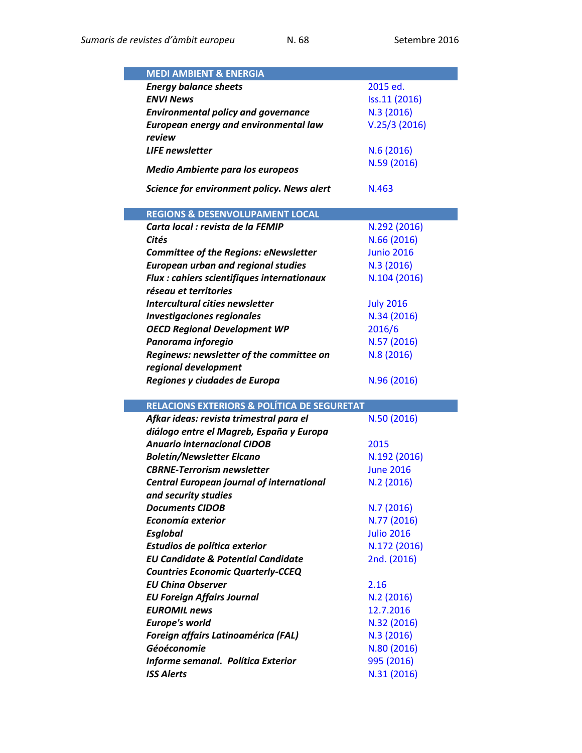| MEDI AMBIENT & ENERGIA | |
|---|---|
| ***Energy balance sheets*** | 2015 ed. |
| ***ENVI News*** | Iss.11 (2016) |
| ***Environmental policy and governance*** | N.3 (2016) |
| ***European energy and environmental law review*** | V.25/3 (2016) |
| ***LIFE newsletter*** | N.6 (2016) |
| ***Medio Ambiente para los europeos*** | N.59 (2016) |
| ***Science for environment policy. News alert*** | N.463 |

| REGIONS & DESENVOLUPAMENT LOCAL | |
|---|---|
| ***Carta local : revista de la FEMIP*** | N.292 (2016) |
| ***Cités*** | N.66 (2016) |
| ***Committee of the Regions: eNewsletter*** | Junio 2016 |
| ***European urban and regional studies*** | N.3 (2016) |
| ***Flux : cahiers scientifiques internationaux réseau et territories*** | N.104 (2016) |
| ***Intercultural cities newsletter*** | July 2016 |
| ***Investigaciones regionales*** | N.34 (2016) |
| ***OECD Regional Development WP*** | 2016/6 |
| ***Panorama inforegio*** | N.57 (2016) |
| ***Reginews: newsletter of the committee on regional development*** | N.8 (2016) |
| ***Regiones y ciudades de Europa*** | N.96 (2016) |

| RELACIONS EXTERIORS & POLÍTICA DE SEGURETAT | |
|---|---|
| ***Afkar ideas: revista trimestral para el diálogo entre el Magreb, España y Europa*** | N.50 (2016) |
| ***Anuario internacional CIDOB*** | 2015 |
| ***Boletín/Newsletter Elcano*** | N.192 (2016) |
| ***CBRNE-Terrorism newsletter*** | June 2016 |
| ***Central European journal of international and security studies*** | N.2 (2016) |
| ***Documents CIDOB*** | N.7 (2016) |
| ***Economía exterior*** | N.77 (2016) |
| ***Esglobal*** | Julio 2016 |
| ***Estudios de política exterior*** | N.172 (2016) |
| ***EU Candidate & Potential Candidate Countries Economic Quarterly-CCEQ*** | 2nd. (2016) |
| ***EU China Observer*** | 2.16 |
| ***EU Foreign Affairs Journal*** | N.2 (2016) |
| ***EUROMIL news*** | 12.7.2016 |
| ***Europe's world*** | N.32 (2016) |
| ***Foreign affairs Latinoamérica (FAL)*** | N.3 (2016) |
| ***Géoéconomie*** | N.80 (2016) |
| ***Informe semanal. Política Exterior*** | 995 (2016) |
| ***ISS Alerts*** | N.31 (2016) |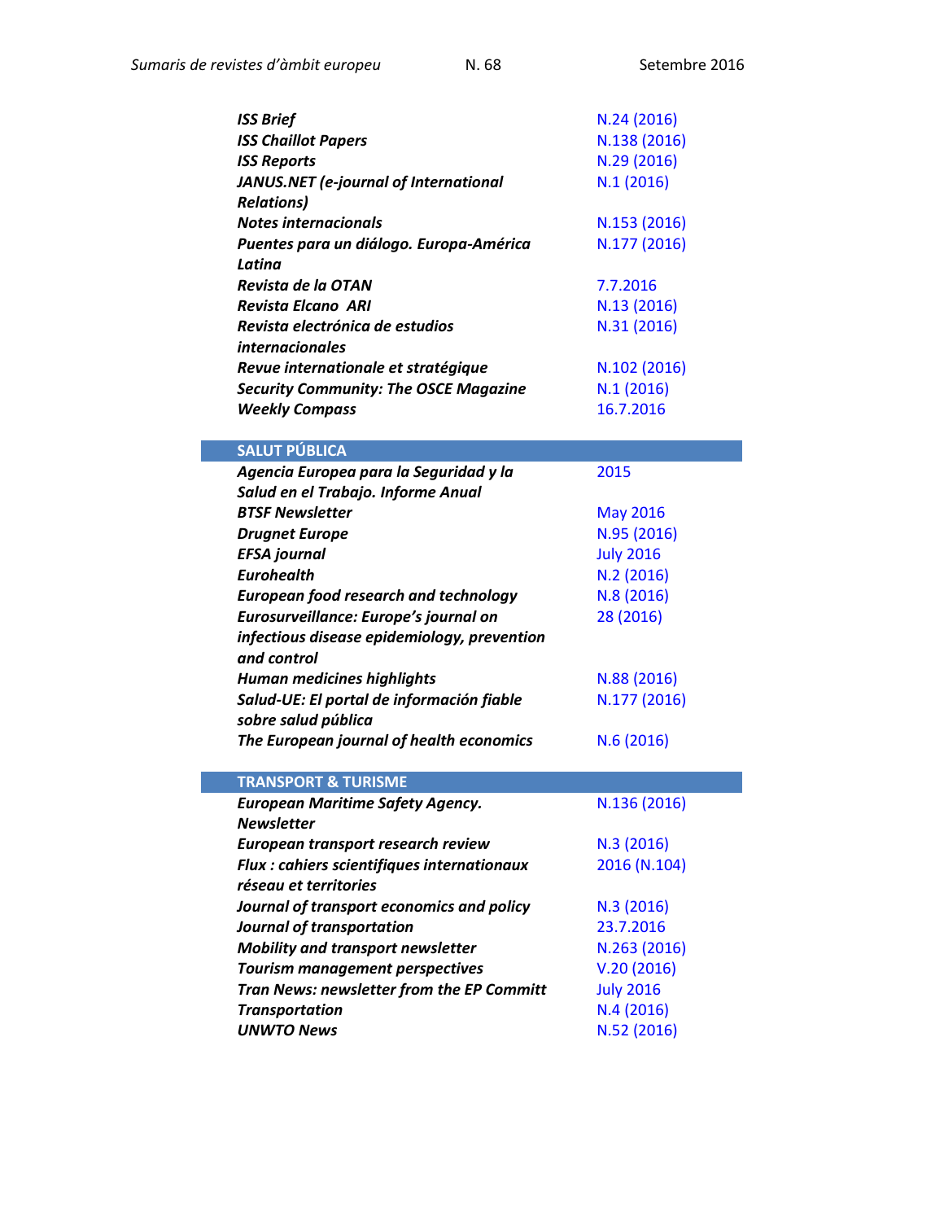| | |
|---|---|
| ***ISS Brief*** | N.24 (2016) |
| ***ISS Chaillot Papers*** | N.138 (2016) |
| ***ISS Reports*** | N.29 (2016) |
| ***JANUS.NET (e-journal of International Relations)*** | N.1 (2016) |
| ***Notes internacionals*** | N.153 (2016) |
| ***Puentes para un diálogo. Europa-América Latina*** | N.177 (2016) |
| ***Revista de la OTAN*** | 7.7.2016 |
| ***Revista Elcano ARI*** | N.13 (2016) |
| ***Revista electrónica de estudios internacionales*** | N.31 (2016) |
| ***Revue internationale et stratégique*** | N.102 (2016) |
| ***Security Community: The OSCE Magazine*** | N.1 (2016) |
| ***Weekly Compass*** | 16.7.2016 |

## SALUT PÚBLICA

| | |
|---|---|
| ***Agencia Europea para la Seguridad y la Salud en el Trabajo. Informe Anual*** | 2015 |
| ***BTSF Newsletter*** | May 2016 |
| ***Drugnet Europe*** | N.95 (2016) |
| ***EFSA journal*** | July 2016 |
| ***Eurohealth*** | N.2 (2016) |
| ***European food research and technology*** | N.8 (2016) |
| ***Eurosurveillance: Europe's journal on infectious disease epidemiology, prevention and control*** | 28 (2016) |
| ***Human medicines highlights*** | N.88 (2016) |
| ***Salud-UE: El portal de información fiable sobre salud pública*** | N.177 (2016) |
| ***The European journal of health economics*** | N.6 (2016) |

## TRANSPORT & TURISME

| | |
|---|---|
| ***European Maritime Safety Agency. Newsletter*** | N.136 (2016) |
| ***European transport research review*** | N.3 (2016) |
| ***Flux : cahiers scientifiques internationaux réseau et territoires*** | 2016 (N.104) |
| ***Journal of transport economics and policy*** | N.3 (2016) |
| ***Journal of transportation*** | 23.7.2016 |
| ***Mobility and transport newsletter*** | N.263 (2016) |
| ***Tourism management perspectives*** | V.20 (2016) |
| ***Tran News: newsletter from the EP Committ*** | July 2016 |
| ***Transportation*** | N.4 (2016) |
| ***UNWTO News*** | N.52 (2016) |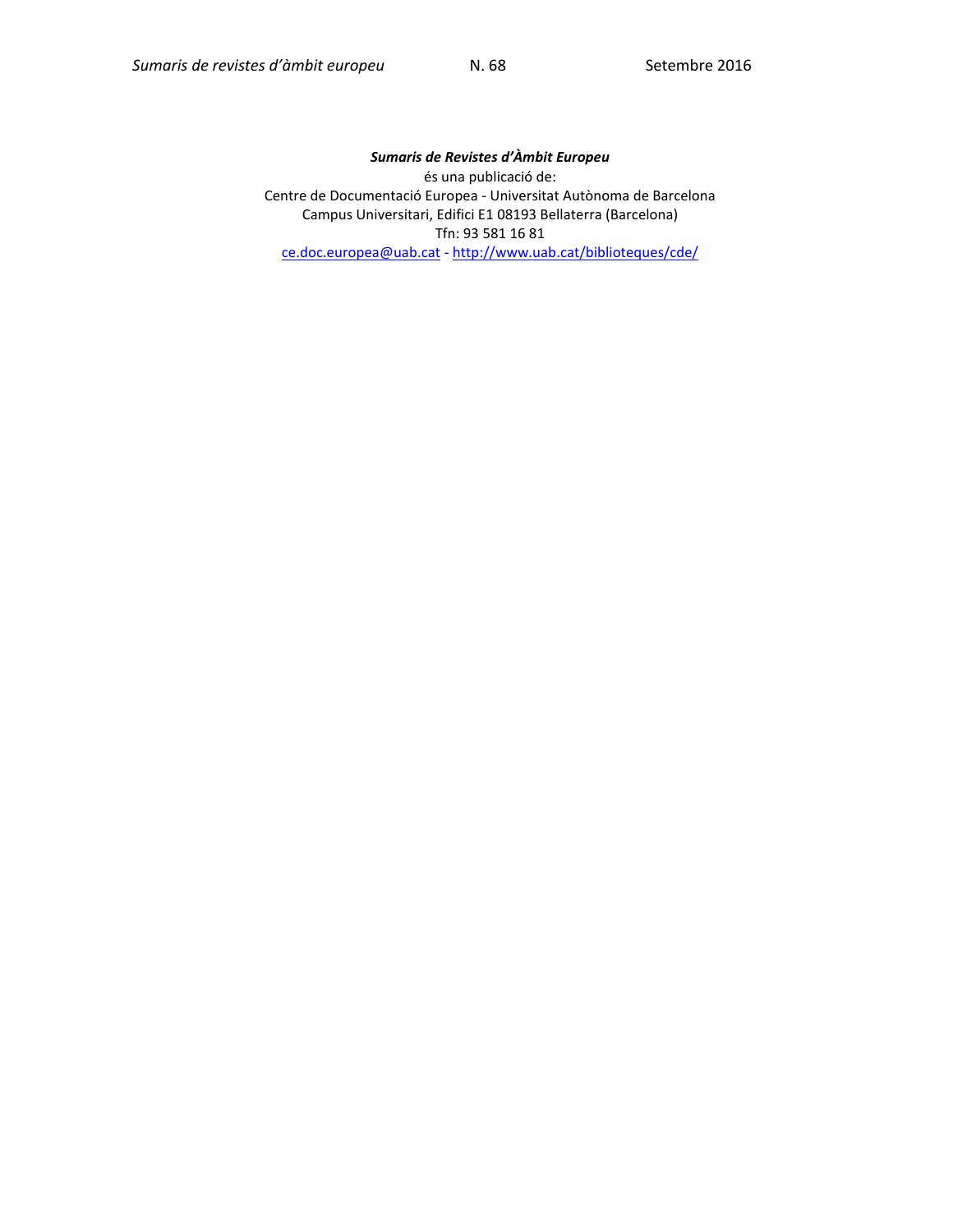***Sumaris de Revistes d'Àmbit Europeu***

és una publicació de:

Centre de Documentació Europea - Universitat Autònoma de Barcelona

Campus Universitari, Edifici E1 08193 Bellaterra (Barcelona)

Tfn: 93 581 16 81

[ce.doc.europea@uab.cat](mailto:ce.doc.europea@uab.cat) - [http://www.uab.cat/biblioteques/cde/](http://www.uab.cat/biblioteques/cde/)